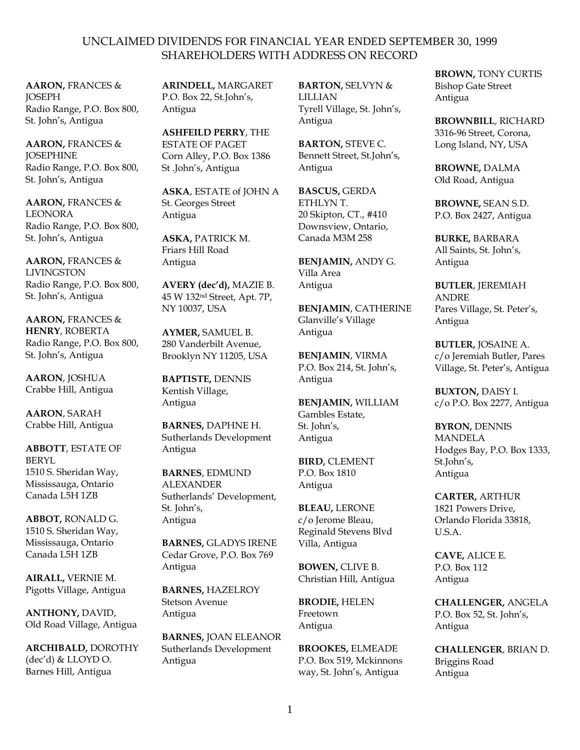# UNCLAIMED DIVIDENDS FOR FINANCIAL YEAR ENDED SEPTEMBER 30, 1999
## SHAREHOLDERS WITH ADDRESS ON RECORD

**AARON,** FRANCES & JOSEPH
Radio Range, P.O. Box 800, St. John's, Antigua

**AARON,** FRANCES & JOSEPHINE
Radio Range, P.O. Box 800, St. John's, Antigua

**AARON,** FRANCES & LEONORA
Radio Range, P.O. Box 800, St. John's, Antigua

**AARON,** FRANCES & LIVINGSTON
Radio Range, P.O. Box 800, St. John's, Antigua

**AARON,** FRANCES & **HENRY**, ROBERTA
Radio Range, P.O. Box 800, St. John's, Antigua

**AARON**, JOSHUA
Crabbe Hill, Antigua

**AARON**, SARAH
Crabbe Hill, Antigua

**ABBOTT**, ESTATE OF BERYL
1510 S. Sheridan Way, Mississauga, Ontario Canada L5H 1ZB

**ABBOT,** RONALD G.
1510 S. Sheridan Way, Mississauga, Ontario Canada L5H 1ZB

**AIRALL,** VERNIE M.
Pigotts Village, Antigua

**ANTHONY,** DAVID,
Old Road Village, Antigua

**ARCHIBALD,** DOROTHY (dec'd) & LLOYD O.
Barnes Hill, Antigua

**ARINDELL,** MARGARET
P.O. Box 22, St.John's, Antigua

**ASHFEILD PERRY**, THE ESTATE OF PAGET
Corn Alley, P.O. Box 1386 St .John's, Antigua

**ASKA**, ESTATE of JOHN A
St. Georges Street Antigua

**ASKA,** PATRICK M.
Friars Hill Road Antigua

**AVERY (dec'd),** MAZIE B.
45 W 132nd Street, Apt. 7P, NY 10037, USA

**AYMER,** SAMUEL B.
280 Vanderbilt Avenue, Brooklyn NY 11205, USA

**BAPTISTE,** DENNIS
Kentish Village, Antigua

**BARNES,** DAPHNE H.
Sutherlands Development Antigua

**BARNES**, EDMUND ALEXANDER
Sutherlands' Development, St. John's, Antigua

**BARNES,** GLADYS IRENE
Cedar Grove, P.O. Box 769 Antigua

**BARNES,** HAZELROY
Stetson Avenue Antigua

**BARNES,** JOAN ELEANOR
Sutherlands Development Antigua

**BARTON,** SELVYN & LILLIAN
Tyrell Village, St. John's, Antigua

**BARTON,** STEVE C.
Bennett Street, St.John's, Antigua

**BASCUS,** GERDA ETHLYN T.
20 Skipton, CT., #410 Downsview, Ontario, Canada M3M 258

**BENJAMIN,** ANDY G.
Villa Area Antigua

**BENJAMIN**, CATHERINE
Glanville's Village Antigua

**BENJAMIN**, VIRMA
P.O. Box 214, St. John's, Antigua

**BENJAMIN,** WILLIAM
Gambles Estate, St. John's, Antigua

**BIRD,** CLEMENT
P.O. Box 1810 Antigua

**BLEAU,** LERONE
c/o Jerome Bleau, Reginald Stevens Blvd Villa, Antigua

**BOWEN,** CLIVE B.
Christian Hill, Antigua

**BRODIE,** HELEN
Freetown Antigua

**BROOKES,** ELMEADE
P.O. Box 519, Mckinnons way, St. John's, Antigua

**BROWN,** TONY CURTIS
Bishop Gate Street Antigua

**BROWNBILL**, RICHARD
3316-96 Street, Corona, Long Island, NY, USA

**BROWNE,** DALMA
Old Road, Antigua

**BROWNE,** SEAN S.D.
P.O. Box 2427, Antigua

**BURKE,** BARBARA
All Saints, St. John's, Antigua

**BUTLER**, JEREMIAH ANDRE
Pares Village, St. Peter's, Antigua

**BUTLER,** JOSAINE A.
c/o Jeremiah Butler, Pares Village, St. Peter's, Antigua

**BUXTON,** DAISY I.
c/o P.O. Box 2277, Antigua

**BYRON,** DENNIS MANDELA
Hodges Bay, P.O. Box 1333, St.John's, Antigua

**CARTER,** ARTHUR
1821 Powers Drive, Orlando Florida 33818, U.S.A.

**CAVE,** ALICE E.
P.O. Box 112 Antigua

**CHALLENGER,** ANGELA
P.O. Box 52, St. John's, Antigua

**CHALLENGER**, BRIAN D.
Briggins Road Antigua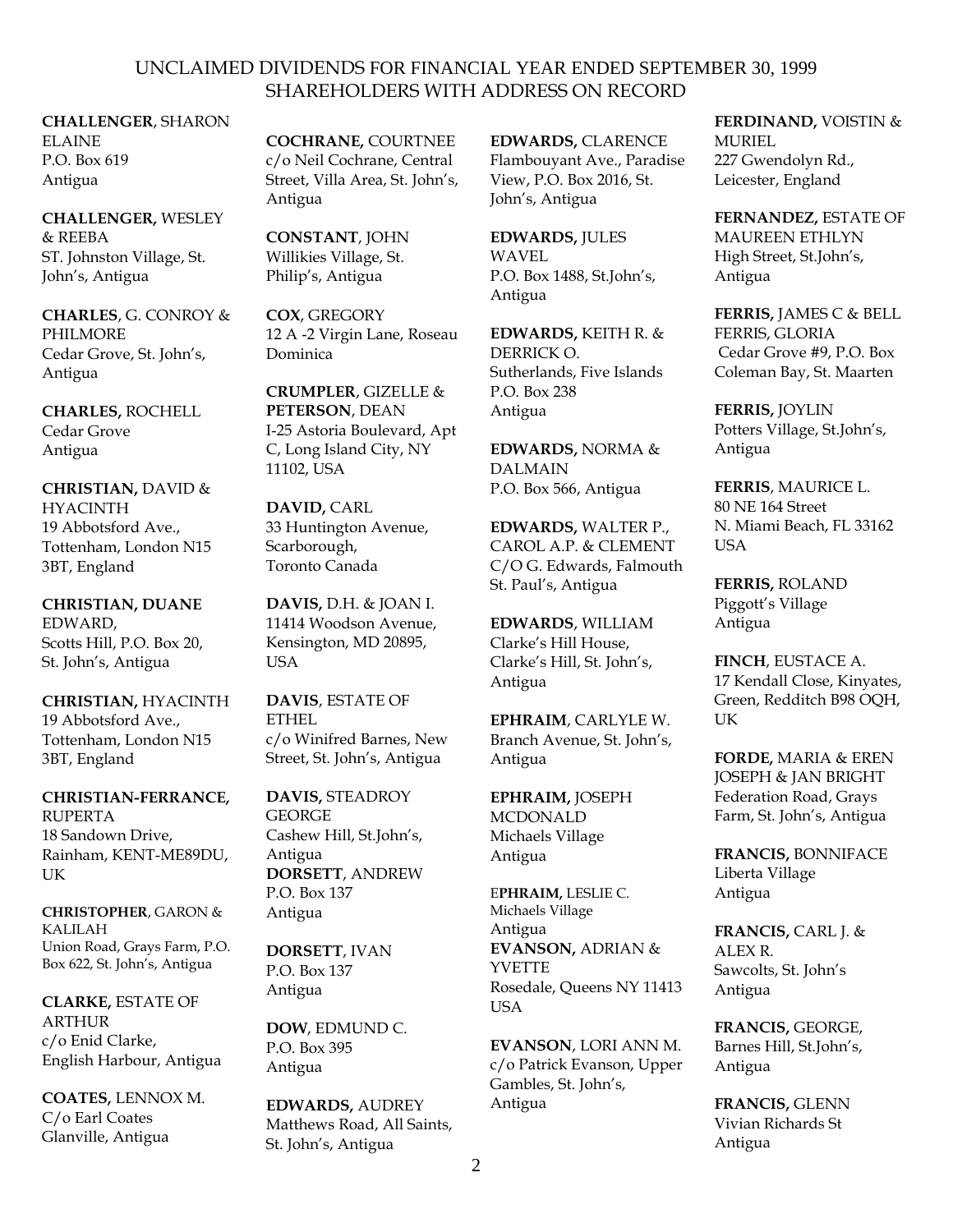UNCLAIMED DIVIDENDS FOR FINANCIAL YEAR ENDED SEPTEMBER 30, 1999
SHAREHOLDERS WITH ADDRESS ON RECORD

**CHALLENGER**, SHARON ELAINE
P.O. Box 619
Antigua

**CHALLENGER,** WESLEY & REEBA
ST. Johnston Village, St. John's, Antigua

**CHARLES**, G. CONROY & PHILMORE
Cedar Grove, St. John's, Antigua

**CHARLES,** ROCHELL
Cedar Grove
Antigua

**CHRISTIAN,** DAVID & HYACINTH
19 Abbotsford Ave., Tottenham, London N15 3BT, England

**CHRISTIAN, DUANE** EDWARD,
Scotts Hill, P.O. Box 20, St. John's, Antigua

**CHRISTIAN,** HYACINTH
19 Abbotsford Ave., Tottenham, London N15 3BT, England

**CHRISTIAN-FERRANCE,** RUPERTA
18 Sandown Drive, Rainham, KENT-ME89DU, UK

**CHRISTOPHER**, GARON & KALILAH
Union Road, Grays Farm, P.O. Box 622, St. John's, Antigua

**CLARKE,** ESTATE OF ARTHUR
c/o Enid Clarke, English Harbour, Antigua

**COATES,** LENNOX M.
C/o Earl Coates
Glanville, Antigua

**COCHRANE,** COURTNEE
c/o Neil Cochrane, Central Street, Villa Area, St. John's, Antigua

**CONSTANT**, JOHN
Willikies Village, St. Philip's, Antigua

**COX**, GREGORY
12 A -2 Virgin Lane, Roseau Dominica

**CRUMPLER**, GIZELLE & **PETERSON**, DEAN
I-25 Astoria Boulevard, Apt C, Long Island City, NY 11102, USA

**DAVID,** CARL
33 Huntington Avenue, Scarborough, Toronto Canada

**DAVIS,** D.H. & JOAN I.
11414 Woodson Avenue, Kensington, MD 20895, USA

**DAVIS**, ESTATE OF ETHEL
c/o Winifred Barnes, New Street, St. John's, Antigua

**DAVIS,** STEADROY GEORGE
Cashew Hill, St.John's, Antigua

**DORSETT**, ANDREW
P.O. Box 137
Antigua

**DORSETT**, IVAN
P.O. Box 137
Antigua

**DOW**, EDMUND C.
P.O. Box 395
Antigua

**EDWARDS,** AUDREY
Matthews Road, All Saints, St. John's, Antigua

**EDWARDS,** CLARENCE
Flambouyant Ave., Paradise View, P.O. Box 2016, St. John's, Antigua

**EDWARDS,** JULES WAVEL
P.O. Box 1488, St.John's, Antigua

**EDWARDS,** KEITH R. & DERRICK O.
Sutherlands, Five Islands
P.O. Box 238
Antigua

**EDWARDS,** NORMA & DALMAIN
P.O. Box 566, Antigua

**EDWARDS,** WALTER P., CAROL A.P. & CLEMENT
C/O G. Edwards, Falmouth St. Paul's, Antigua

**EDWARDS**, WILLIAM
Clarke's Hill House, Clarke's Hill, St. John's, Antigua

**EPHRAIM**, CARLYLE W.
Branch Avenue, St. John's, Antigua

**EPHRAIM,** JOSEPH MCDONALD
Michaels Village
Antigua

E**PHRAIM,** LESLIE C.
Michaels Village
Antigua

**EVANSON,** ADRIAN & YVETTE
Rosedale, Queens NY 11413 USA

**EVANSON**, LORI ANN M.
c/o Patrick Evanson, Upper Gambles, St. John's, Antigua

**FERDINAND,** VOISTIN & MURIEL
227 Gwendolyn Rd., Leicester, England

**FERNANDEZ,** ESTATE OF MAUREEN ETHLYN
High Street, St.John's, Antigua

**FERRIS,** JAMES C & BELL FERRIS, GLORIA
Cedar Grove #9, P.O. Box Coleman Bay, St. Maarten

**FERRIS,** JOYLIN
Potters Village, St.John's, Antigua

**FERRIS**, MAURICE L.
80 NE 164 Street
N. Miami Beach, FL 33162 USA

**FERRIS,** ROLAND
Piggott's Village
Antigua

**FINCH**, EUSTACE A.
17 Kendall Close, Kinyates, Green, Redditch B98 OQH, UK

**FORDE,** MARIA & EREN JOSEPH & JAN BRIGHT
Federation Road, Grays Farm, St. John's, Antigua

**FRANCIS,** BONNIFACE
Liberta Village
Antigua

**FRANCIS,** CARL J. & ALEX R.
Sawcolts, St. John's
Antigua

**FRANCIS,** GEORGE,
Barnes Hill, St.John's, Antigua

**FRANCIS,** GLENN
Vivian Richards St
Antigua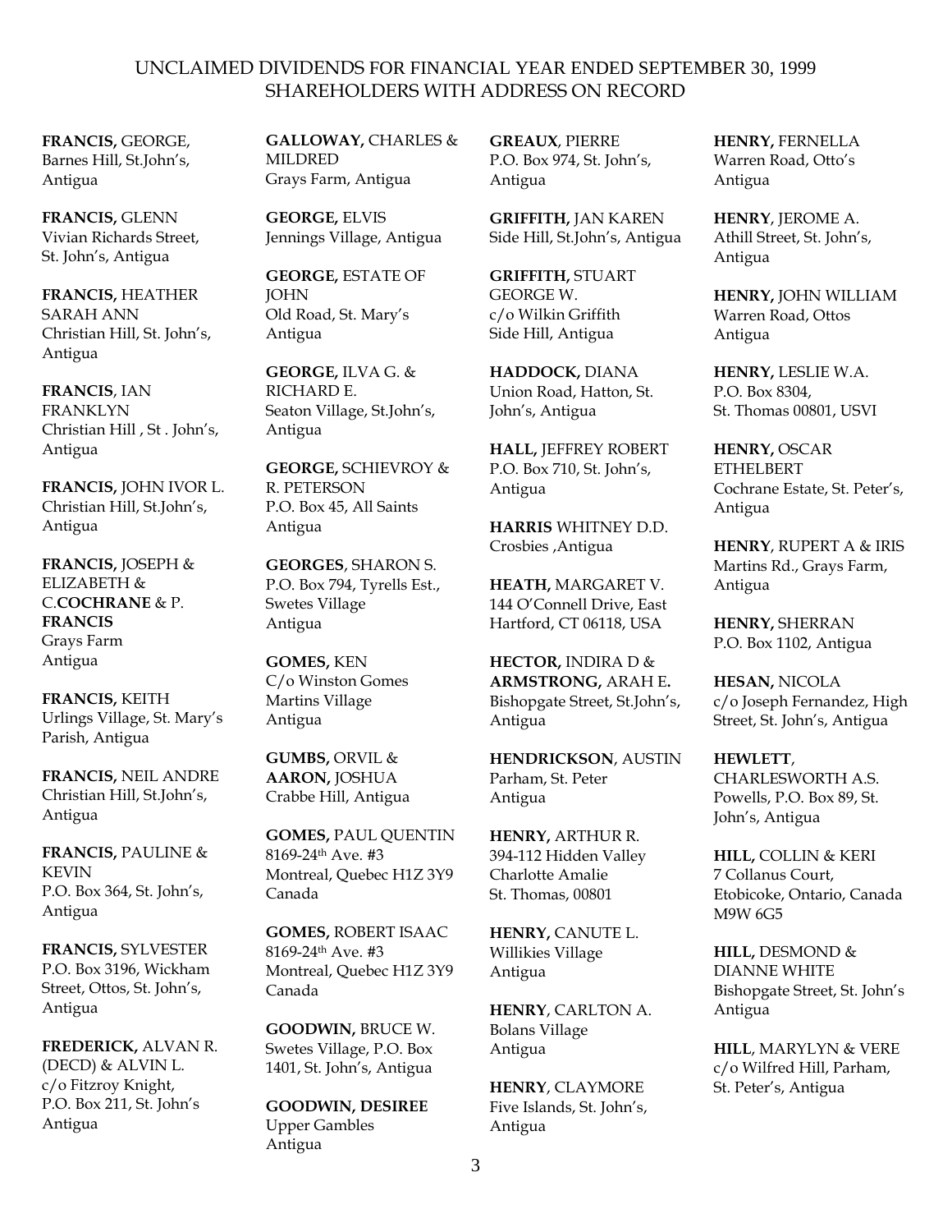UNCLAIMED DIVIDENDS FOR FINANCIAL YEAR ENDED SEPTEMBER 30, 1999
SHAREHOLDERS WITH ADDRESS ON RECORD

**FRANCIS,** GEORGE,
Barnes Hill, St.John's,
Antigua

**FRANCIS,** GLENN
Vivian Richards Street,
St. John's, Antigua

**FRANCIS,** HEATHER
SARAH ANN
Christian Hill, St. John's,
Antigua

**FRANCIS**, IAN
FRANKLYN
Christian Hill , St . John's,
Antigua

**FRANCIS,** JOHN IVOR L.
Christian Hill, St.John's,
Antigua

**FRANCIS,** JOSEPH &
ELIZABETH &
C.**COCHRANE** & P.
**FRANCIS**
Grays Farm
Antigua

**FRANCIS,** KEITH
Urlings Village, St. Mary's
Parish, Antigua

**FRANCIS,** NEIL ANDRE
Christian Hill, St.John's,
Antigua

**FRANCIS,** PAULINE &
KEVIN
P.O. Box 364, St. John's,
Antigua

**FRANCIS,** SYLVESTER
P.O. Box 3196, Wickham
Street, Ottos, St. John's,
Antigua

**FREDERICK,** ALVAN R.
(DECD) & ALVIN L.
c/o Fitzroy Knight,
P.O. Box 211, St. John's
Antigua

**GALLOWAY,** CHARLES &
MILDRED
Grays Farm, Antigua

**GEORGE,** ELVIS
Jennings Village, Antigua

**GEORGE,** ESTATE OF
JOHN
Old Road, St. Mary's
Antigua

**GEORGE,** ILVA G. &
RICHARD E.
Seaton Village, St.John's,
Antigua

**GEORGE,** SCHIEVROY &
R. PETERSON
P.O. Box 45, All Saints
Antigua

**GEORGES**, SHARON S.
P.O. Box 794, Tyrells Est.,
Swetes Village
Antigua

**GOMES,** KEN
C/o Winston Gomes
Martins Village
Antigua

**GUMBS,** ORVIL &
**AARON,** JOSHUA
Crabbe Hill, Antigua

**GOMES,** PAUL QUENTIN
8169-24th Ave. #3
Montreal, Quebec H1Z 3Y9
Canada

**GOMES,** ROBERT ISAAC
8169-24th Ave. #3
Montreal, Quebec H1Z 3Y9
Canada

**GOODWIN,** BRUCE W.
Swetes Village, P.O. Box
1401, St. John's, Antigua

**GOODWIN, DESIREE**
Upper Gambles
Antigua

**GREAUX**, PIERRE
P.O. Box 974, St. John's,
Antigua

**GRIFFITH,** JAN KAREN
Side Hill, St.John's, Antigua

**GRIFFITH,** STUART
GEORGE W.
c/o Wilkin Griffith
Side Hill, Antigua

**HADDOCK,** DIANA
Union Road, Hatton, St.
John's, Antigua

**HALL,** JEFFREY ROBERT
P.O. Box 710, St. John's,
Antigua

**HARRIS** WHITNEY D.D.
Crosbies ,Antigua

**HEATH,** MARGARET V.
144 O'Connell Drive, East
Hartford, CT 06118, USA

**HECTOR,** INDIRA D &
**ARMSTRONG,** ARAH E**.**
Bishopgate Street, St.John's,
Antigua

**HENDRICKSON**, AUSTIN
Parham, St. Peter
Antigua

**HENRY,** ARTHUR R.
394-112 Hidden Valley
Charlotte Amalie
St. Thomas, 00801

**HENRY,** CANUTE L.
Willikies Village
Antigua

**HENRY**, CARLTON A.
Bolans Village
Antigua

**HENRY**, CLAYMORE
Five Islands, St. John's,
Antigua

**HENRY,** FERNELLA
Warren Road, Otto's
Antigua

**HENRY**, JEROME A.
Athill Street, St. John's,
Antigua

**HENRY,** JOHN WILLIAM
Warren Road, Ottos
Antigua

**HENRY,** LESLIE W.A.
P.O. Box 8304,
St. Thomas 00801, USVI

**HENRY,** OSCAR
ETHELBERT
Cochrane Estate, St. Peter's,
Antigua

**HENRY**, RUPERT A & IRIS
Martins Rd., Grays Farm,
Antigua

**HENRY,** SHERRAN
P.O. Box 1102, Antigua

**HESAN,** NICOLA
c/o Joseph Fernandez, High
Street, St. John's, Antigua

**HEWLETT**,
CHARLESWORTH A.S.
Powells, P.O. Box 89, St.
John's, Antigua

**HILL,** COLLIN & KERI
7 Collanus Court,
Etobicoke, Ontario, Canada
M9W 6G5

**HILL,** DESMOND &
DIANNE WHITE
Bishopgate Street, St. John's
Antigua

**HILL**, MARYLYN & VERE
c/o Wilfred Hill, Parham,
St. Peter's, Antigua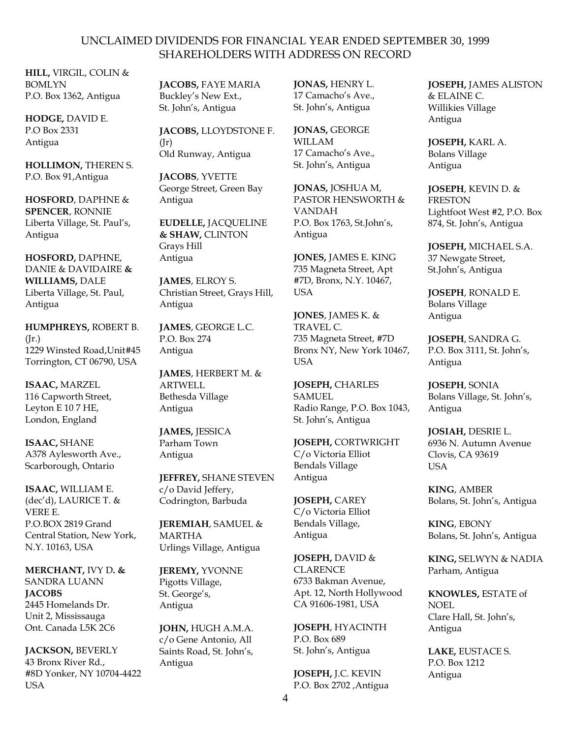UNCLAIMED DIVIDENDS FOR FINANCIAL YEAR ENDED SEPTEMBER 30, 1999
SHAREHOLDERS WITH ADDRESS ON RECORD

**HILL,** VIRGIL, COLIN & BOMLYN
P.O. Box 1362, Antigua

**HODGE,** DAVID E.
P.O Box 2331
Antigua

**HOLLIMON,** THEREN S.
P.O. Box 91,Antigua

**HOSFORD**, DAPHNE & **SPENCER**, RONNIE
Liberta Village, St. Paul's, Antigua

**HOSFORD,** DAPHNE, DANIE & DAVIDAIRE **& WILLIAMS,** DALE
Liberta Village, St. Paul, Antigua

**HUMPHREYS,** ROBERT B. (Jr.)
1229 Winsted Road,Unit#45
Torrington, CT 06790, USA

**ISAAC,** MARZEL
116 Capworth Street,
Leyton E 10 7 HE,
London, England

**ISAAC,** SHANE
A378 Aylesworth Ave.,
Scarborough, Ontario

**ISAAC,** WILLIAM E. (dec'd), LAURICE T. & VERE E.
P.O.BOX 2819 Grand Central Station, New York, N.Y. 10163, USA

**MERCHANT,** IVY D**. &** SANDRA LUANN **JACOBS**
2445 Homelands Dr.
Unit 2, Mississauga
Ont. Canada L5K 2C6

**JACKSON,** BEVERLY
43 Bronx River Rd.,
#8D Yonker, NY 10704-4422
USA

**JACOBS,** FAYE MARIA
Buckley's New Ext.,
St. John's, Antigua

**JACOBS,** LLOYDSTONE F. (Jr)
Old Runway, Antigua

**JACOBS**, YVETTE
George Street, Green Bay
Antigua

**EUDELLE,** JACQUELINE **& SHAW,** CLINTON
Grays Hill
Antigua

**JAMES**, ELROY S.
Christian Street, Grays Hill, Antigua

**JAMES**, GEORGE L.C.
P.O. Box 274
Antigua

**JAMES**, HERBERT M. & ARTWELL
Bethesda Village
Antigua

**JAMES,** JESSICA
Parham Town
Antigua

**JEFFREY,** SHANE STEVEN
c/o David Jeffery,
Codrington, Barbuda

**JEREMIAH**, SAMUEL & MARTHA
Urlings Village, Antigua

**JEREMY,** YVONNE
Pigotts Village,
St. George's,
Antigua

**JOHN,** HUGH A.M.A.
c/o Gene Antonio, All Saints Road, St. John's, Antigua

**JONAS,** HENRY L.
17 Camacho's Ave.,
St. John's, Antigua

**JONAS,** GEORGE WILLAM
17 Camacho's Ave.,
St. John's, Antigua

**JONAS,** JOSHUA M, PASTOR HENSWORTH & VANDAH
P.O. Box 1763, St.John's, Antigua

**JONES,** JAMES E. KING
735 Magneta Street, Apt #7D, Bronx, N.Y. 10467, USA

**JONES**, JAMES K. & TRAVEL C.
735 Magneta Street, #7D
Bronx NY, New York 10467, USA

**JOSEPH,** CHARLES SAMUEL
Radio Range, P.O. Box 1043, St. John's, Antigua

**JOSEPH,** CORTWRIGHT
C/o Victoria Elliot
Bendals Village
Antigua

**JOSEPH,** CAREY
C/o Victoria Elliot
Bendals Village,
Antigua

**JOSEPH,** DAVID & CLARENCE
6733 Bakman Avenue,
Apt. 12, North Hollywood
CA 91606-1981, USA

**JOSEPH**, HYACINTH
P.O. Box 689
St. John's, Antigua

**JOSEPH,** J.C. KEVIN
P.O. Box 2702 ,Antigua

**JOSEPH,** JAMES ALISTON & ELAINE C.
Willikies Village
Antigua

**JOSEPH,** KARL A.
Bolans Village
Antigua

**JOSEPH**, KEVIN D. & FRESTON
Lightfoot West #2, P.O. Box 874, St. John's, Antigua

**JOSEPH,** MICHAEL S.A.
37 Newgate Street,
St.John's, Antigua

**JOSEPH**, RONALD E.
Bolans Village
Antigua

**JOSEPH**, SANDRA G.
P.O. Box 3111, St. John's, Antigua

**JOSEPH**, SONIA
Bolans Village, St. John's, Antigua

**JOSIAH,** DESRIE L.
6936 N. Autumn Avenue
Clovis, CA 93619
USA

**KING**, AMBER
Bolans, St. John's, Antigua

**KING**, EBONY
Bolans, St. John's, Antigua

**KING,** SELWYN & NADIA
Parham, Antigua

**KNOWLES,** ESTATE of NOEL
Clare Hall, St. John's, Antigua

**LAKE,** EUSTACE S.
P.O. Box 1212
Antigua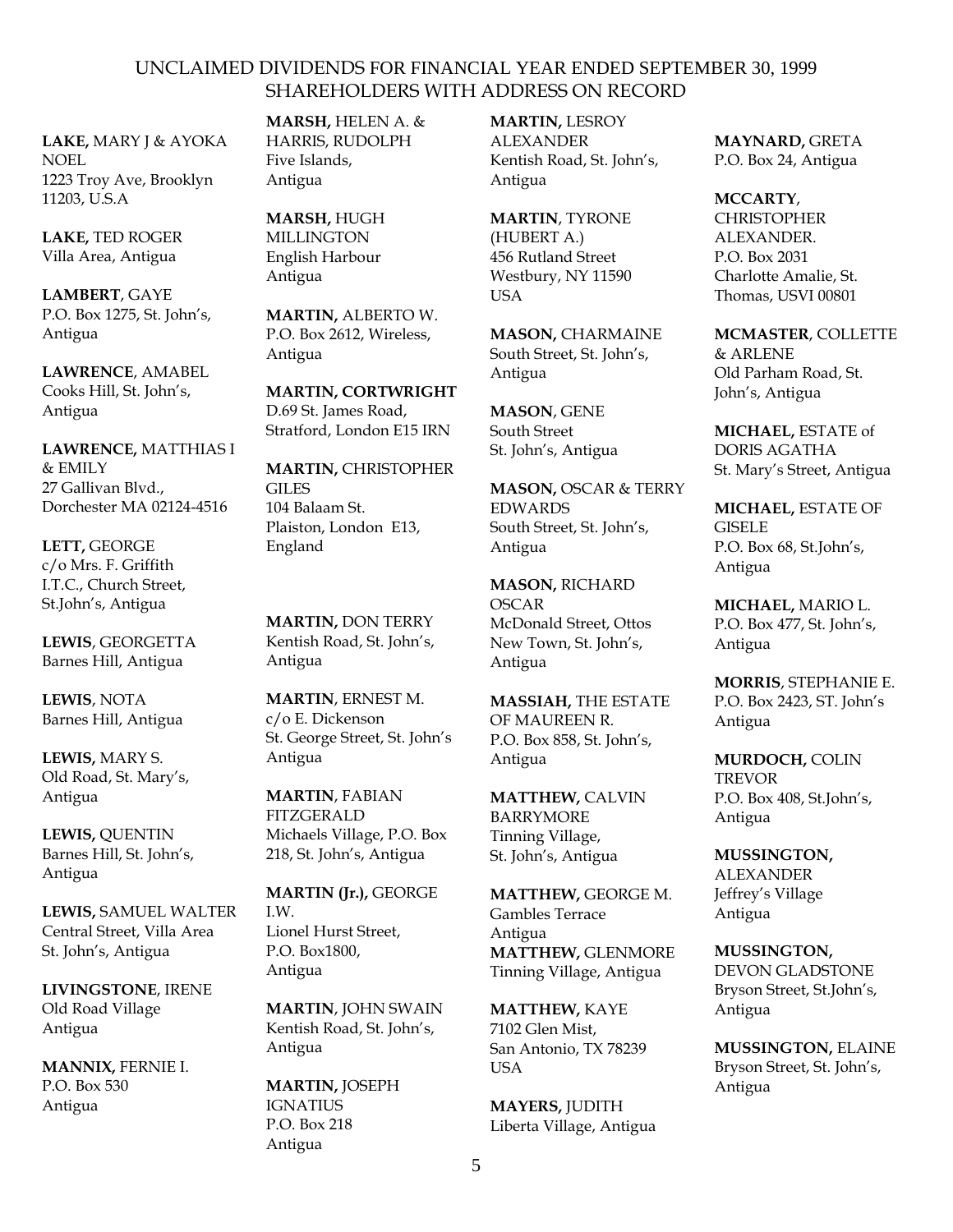## UNCLAIMED DIVIDENDS FOR FINANCIAL YEAR ENDED SEPTEMBER 30, 1999
## SHAREHOLDERS WITH ADDRESS ON RECORD

**LAKE,** MARY J & AYOKA NOEL
1223 Troy Ave, Brooklyn 11203, U.S.A

**LAKE,** TED ROGER
Villa Area, Antigua

**LAMBERT**, GAYE
P.O. Box 1275, St. John's, Antigua

**LAWRENCE**, AMABEL
Cooks Hill, St. John's, Antigua

**LAWRENCE,** MATTHIAS I & EMILY
27 Gallivan Blvd., Dorchester MA 02124-4516

**LETT,** GEORGE
c/o Mrs. F. Griffith
I.T.C., Church Street, St.John's, Antigua

**LEWIS**, GEORGETTA
Barnes Hill, Antigua

**LEWIS**, NOTA
Barnes Hill, Antigua

**LEWIS,** MARY S.
Old Road, St. Mary's, Antigua

**LEWIS,** QUENTIN
Barnes Hill, St. John's, Antigua

**LEWIS,** SAMUEL WALTER
Central Street, Villa Area
St. John's, Antigua

**LIVINGSTONE**, IRENE
Old Road Village
Antigua

**MANNIX,** FERNIE I.
P.O. Box 530
Antigua

**MARSH,** HELEN A. & HARRIS, RUDOLPH
Five Islands, Antigua

**MARSH,** HUGH MILLINGTON
English Harbour
Antigua

**MARTIN,** ALBERTO W.
P.O. Box 2612, Wireless, Antigua

**MARTIN, CORTWRIGHT**
D.69 St. James Road, Stratford, London E15 IRN

**MARTIN,** CHRISTOPHER GILES
104 Balaam St.
Plaiston, London E13, England

**MARTIN,** DON TERRY
Kentish Road, St. John's, Antigua

**MARTIN**, ERNEST M.
c/o E. Dickenson
St. George Street, St. John's Antigua

**MARTIN**, FABIAN FITZGERALD
Michaels Village, P.O. Box 218, St. John's, Antigua

**MARTIN (Jr.),** GEORGE I.W.
Lionel Hurst Street,
P.O. Box1800,
Antigua

**MARTIN**, JOHN SWAIN
Kentish Road, St. John's, Antigua

**MARTIN,** JOSEPH IGNATIUS
P.O. Box 218
Antigua

**MARTIN,** LESROY ALEXANDER
Kentish Road, St. John's, Antigua

**MARTIN**, TYRONE (HUBERT A.)
456 Rutland Street
Westbury, NY 11590
USA

**MASON,** CHARMAINE
South Street, St. John's, Antigua

**MASON**, GENE
South Street
St. John's, Antigua

**MASON,** OSCAR & TERRY EDWARDS
South Street, St. John's, Antigua

**MASON,** RICHARD OSCAR
McDonald Street, Ottos New Town, St. John's, Antigua

**MASSIAH,** THE ESTATE OF MAUREEN R.
P.O. Box 858, St. John's, Antigua

**MATTHEW,** CALVIN BARRYMORE
Tinning Village,
St. John's, Antigua

**MATTHEW,** GEORGE M.
Gambles Terrace
Antigua

**MATTHEW,** GLENMORE
Tinning Village, Antigua

**MATTHEW,** KAYE
7102 Glen Mist,
San Antonio, TX 78239
USA

**MAYERS,** JUDITH
Liberta Village, Antigua

**MAYNARD,** GRETA
P.O. Box 24, Antigua

**MCCARTY**, CHRISTOPHER ALEXANDER.
P.O. Box 2031
Charlotte Amalie, St. Thomas, USVI 00801

**MCMASTER**, COLLETTE & ARLENE
Old Parham Road, St. John's, Antigua

**MICHAEL,** ESTATE of DORIS AGATHA
St. Mary's Street, Antigua

**MICHAEL,** ESTATE OF GISELE
P.O. Box 68, St.John's, Antigua

**MICHAEL,** MARIO L.
P.O. Box 477, St. John's, Antigua

**MORRIS**, STEPHANIE E.
P.O. Box 2423, ST. John's Antigua

**MURDOCH,** COLIN TREVOR
P.O. Box 408, St.John's, Antigua

**MUSSINGTON,** ALEXANDER
Jeffrey's Village
Antigua

**MUSSINGTON,** DEVON GLADSTONE
Bryson Street, St.John's, Antigua

**MUSSINGTON,** ELAINE
Bryson Street, St. John's, Antigua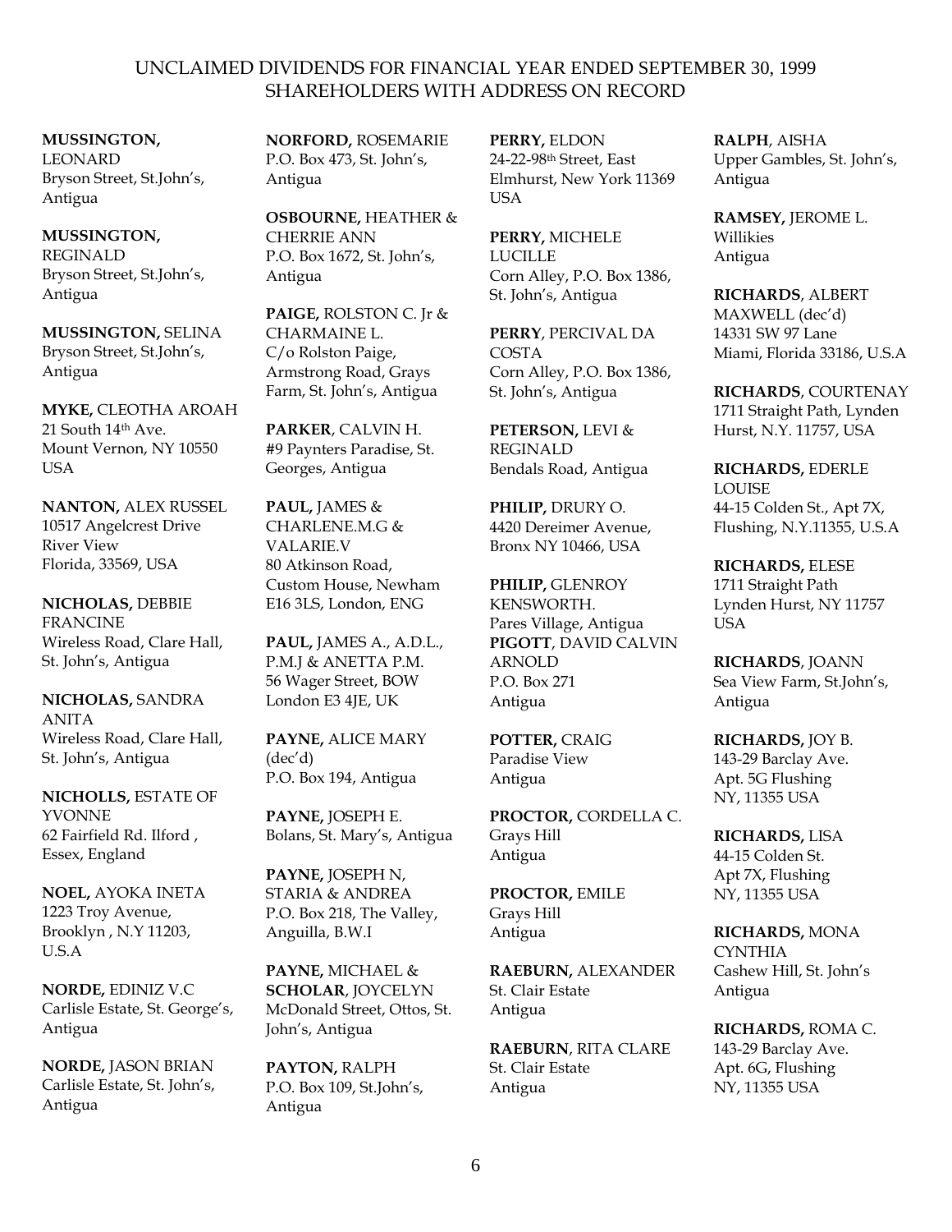UNCLAIMED DIVIDENDS FOR FINANCIAL YEAR ENDED SEPTEMBER 30, 1999
SHAREHOLDERS WITH ADDRESS ON RECORD

**MUSSINGTON,** LEONARD
Bryson Street, St.John's, Antigua

**MUSSINGTON,** REGINALD
Bryson Street, St.John's, Antigua

**MUSSINGTON,** SELINA
Bryson Street, St.John's, Antigua

**MYKE,** CLEOTHA AROAH
21 South 14th Ave.
Mount Vernon, NY 10550
USA

**NANTON,** ALEX RUSSEL
10517 Angelcrest Drive
River View
Florida, 33569, USA

**NICHOLAS,** DEBBIE FRANCINE
Wireless Road, Clare Hall, St. John's, Antigua

**NICHOLAS,** SANDRA ANITA
Wireless Road, Clare Hall, St. John's, Antigua

**NICHOLLS,** ESTATE OF YVONNE
62 Fairfield Rd. Ilford , Essex, England

**NOEL,** AYOKA INETA
1223 Troy Avenue, Brooklyn , N.Y 11203, U.S.A

**NORDE,** EDINIZ V.C
Carlisle Estate, St. George's, Antigua

**NORDE,** JASON BRIAN
Carlisle Estate, St. John's, Antigua

**NORFORD,** ROSEMARIE
P.O. Box 473, St. John's, Antigua

**OSBOURNE,** HEATHER & CHERRIE ANN
P.O. Box 1672, St. John's, Antigua

**PAIGE,** ROLSTON C. Jr & CHARMAINE L.
C/o Rolston Paige, Armstrong Road, Grays Farm, St. John's, Antigua

**PARKER**, CALVIN H.
#9 Paynters Paradise, St. Georges, Antigua

**PAUL,** JAMES & CHARLENE.M.G & VALARIE.V
80 Atkinson Road, Custom House, Newham E16 3LS, London, ENG

**PAUL,** JAMES A., A.D.L., P.M.J & ANETTA P.M.
56 Wager Street, BOW London E3 4JE, UK

**PAYNE,** ALICE MARY (dec'd)
P.O. Box 194, Antigua

**PAYNE,** JOSEPH E.
Bolans, St. Mary's, Antigua

**PAYNE,** JOSEPH N, STARIA & ANDREA
P.O. Box 218, The Valley, Anguilla, B.W.I

**PAYNE,** MICHAEL & **SCHOLAR**, JOYCELYN
McDonald Street, Ottos, St. John's, Antigua

**PAYTON,** RALPH
P.O. Box 109, St.John's, Antigua

**PERRY,** ELDON
24-22-98th Street, East Elmhurst, New York 11369 USA

**PERRY,** MICHELE LUCILLE
Corn Alley, P.O. Box 1386, St. John's, Antigua

**PERRY**, PERCIVAL DA COSTA
Corn Alley, P.O. Box 1386, St. John's, Antigua

**PETERSON,** LEVI & REGINALD
Bendals Road, Antigua

**PHILIP,** DRURY O.
4420 Dereimer Avenue, Bronx NY 10466, USA

**PHILIP,** GLENROY KENSWORTH.
Pares Village, Antigua

**PIGOTT**, DAVID CALVIN ARNOLD
P.O. Box 271
Antigua

**POTTER,** CRAIG
Paradise View
Antigua

**PROCTOR,** CORDELLA C.
Grays Hill
Antigua

**PROCTOR,** EMILE
Grays Hill
Antigua

**RAEBURN,** ALEXANDER
St. Clair Estate
Antigua

**RAEBURN**, RITA CLARE
St. Clair Estate
Antigua

**RALPH**, AISHA
Upper Gambles, St. John's, Antigua

**RAMSEY,** JEROME L.
Willikies
Antigua

**RICHARDS**, ALBERT MAXWELL (dec'd)
14331 SW 97 Lane
Miami, Florida 33186, U.S.A

**RICHARDS**, COURTENAY
1711 Straight Path, Lynden Hurst, N.Y. 11757, USA

**RICHARDS,** EDERLE LOUISE
44-15 Colden St., Apt 7X, Flushing, N.Y.11355, U.S.A

**RICHARDS,** ELESE
1711 Straight Path
Lynden Hurst, NY 11757
USA

**RICHARDS**, JOANN
Sea View Farm, St.John's, Antigua

**RICHARDS,** JOY B.
143-29 Barclay Ave.
Apt. 5G Flushing
NY, 11355 USA

**RICHARDS,** LISA
44-15 Colden St.
Apt 7X, Flushing
NY, 11355 USA

**RICHARDS,** MONA CYNTHIA
Cashew Hill, St. John's
Antigua

**RICHARDS,** ROMA C.
143-29 Barclay Ave.
Apt. 6G, Flushing
NY, 11355 USA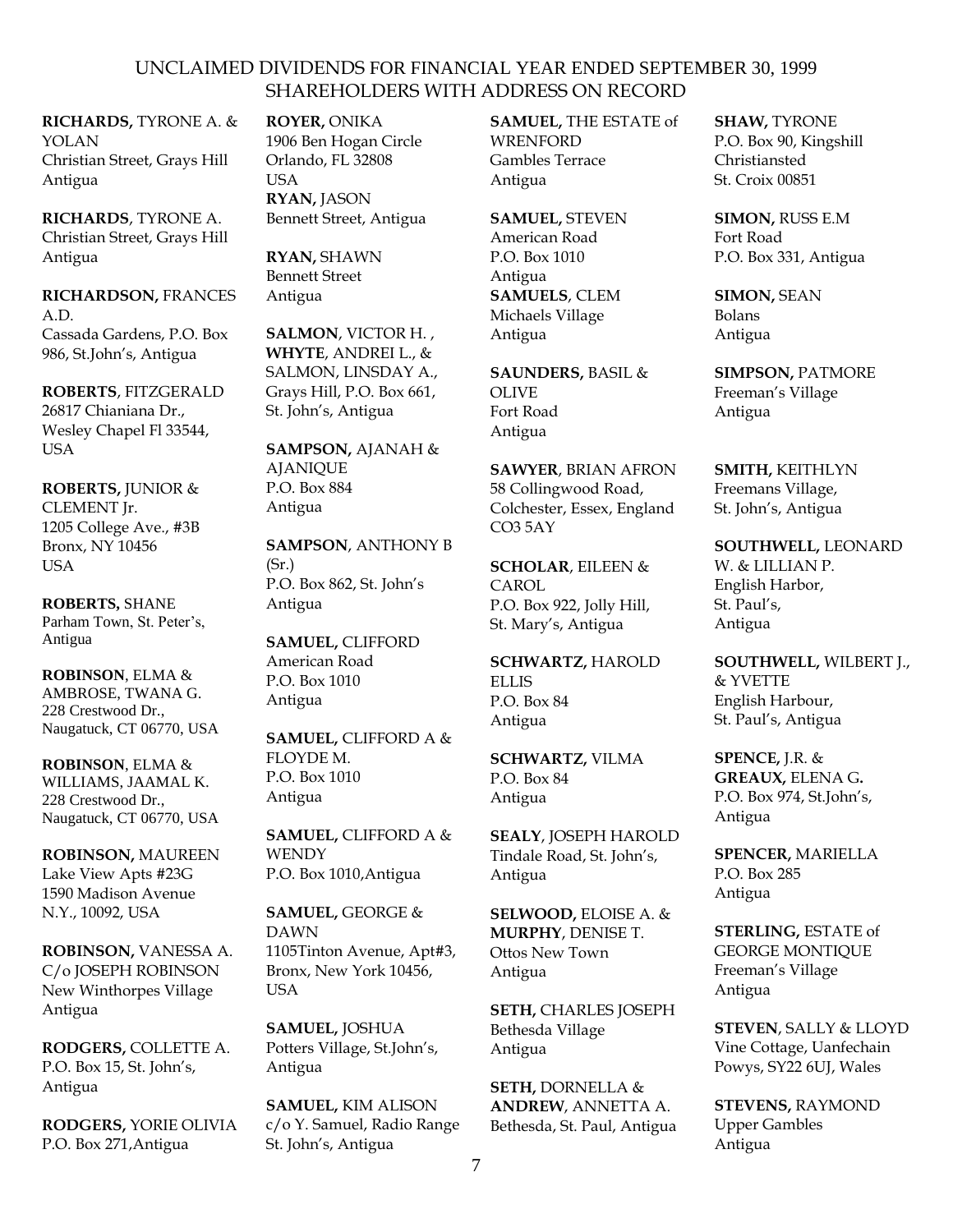# UNCLAIMED DIVIDENDS FOR FINANCIAL YEAR ENDED SEPTEMBER 30, 1999
## SHAREHOLDERS WITH ADDRESS ON RECORD

**RICHARDS,** TYRONE A. & YOLAN
Christian Street, Grays Hill
Antigua

**RICHARDS**, TYRONE A.
Christian Street, Grays Hill
Antigua

**RICHARDSON,** FRANCES A.D.
Cassada Gardens, P.O. Box 986, St.John's, Antigua

**ROBERTS**, FITZGERALD
26817 Chianiana Dr.,
Wesley Chapel Fl 33544,
USA

**ROBERTS,** JUNIOR & CLEMENT Jr.
1205 College Ave., #3B
Bronx, NY 10456
USA

**ROBERTS,** SHANE
Parham Town, St. Peter's,
Antigua

**ROBINSON**, ELMA & AMBROSE, TWANA G.
228 Crestwood Dr.,
Naugatuck, CT 06770, USA

**ROBINSON**, ELMA & WILLIAMS, JAAMAL K.
228 Crestwood Dr.,
Naugatuck, CT 06770, USA

**ROBINSON,** MAUREEN
Lake View Apts #23G
1590 Madison Avenue
N.Y., 10092, USA

**ROBINSON,** VANESSA A.
C/o JOSEPH ROBINSON
New Winthorpes Village
Antigua

**RODGERS,** COLLETTE A.
P.O. Box 15, St. John's,
Antigua

**RODGERS,** YORIE OLIVIA
P.O. Box 271,Antigua

**ROYER,** ONIKA
1906 Ben Hogan Circle
Orlando, FL 32808
USA

**RYAN,** JASON
Bennett Street, Antigua

**RYAN,** SHAWN
Bennett Street
Antigua

**SALMON**, VICTOR H. , **WHYTE**, ANDREI L., & SALMON, LINSDAY A.,
Grays Hill, P.O. Box 661,
St. John's, Antigua

**SAMPSON,** AJANAH & AJANIQUE
P.O. Box 884
Antigua

**SAMPSON**, ANTHONY B (Sr.)
P.O. Box 862, St. John's
Antigua

**SAMUEL,** CLIFFORD
American Road
P.O. Box 1010
Antigua

**SAMUEL,** CLIFFORD A & FLOYDE M.
P.O. Box 1010
Antigua

**SAMUEL,** CLIFFORD A & WENDY
P.O. Box 1010,Antigua

**SAMUEL,** GEORGE & DAWN
1105Tinton Avenue, Apt#3,
Bronx, New York 10456,
USA

**SAMUEL,** JOSHUA
Potters Village, St.John's,
Antigua

**SAMUEL,** KIM ALISON
c/o Y. Samuel, Radio Range
St. John's, Antigua

**SAMUEL,** THE ESTATE of WRENFORD
Gambles Terrace
Antigua

**SAMUEL,** STEVEN
American Road
P.O. Box 1010
Antigua

**SAMUELS**, CLEM
Michaels Village
Antigua

**SAUNDERS,** BASIL & OLIVE
Fort Road
Antigua

**SAWYER**, BRIAN AFRON
58 Collingwood Road,
Colchester, Essex, England
CO3 5AY

**SCHOLAR**, EILEEN & CAROL
P.O. Box 922, Jolly Hill,
St. Mary's, Antigua

**SCHWARTZ,** HAROLD ELLIS
P.O. Box 84
Antigua

**SCHWARTZ,** VILMA
P.O. Box 84
Antigua

**SEALY**, JOSEPH HAROLD
Tindale Road, St. John's,
Antigua

**SELWOOD,** ELOISE A. & **MURPHY**, DENISE T.
Ottos New Town
Antigua

**SETH,** CHARLES JOSEPH
Bethesda Village
Antigua

**SETH,** DORNELLA & **ANDREW**, ANNETTA A.
Bethesda, St. Paul, Antigua

**SHAW,** TYRONE
P.O. Box 90, Kingshill
Christiansted
St. Croix 00851

**SIMON,** RUSS E.M
Fort Road
P.O. Box 331, Antigua

**SIMON,** SEAN
Bolans
Antigua

**SIMPSON,** PATMORE
Freeman's Village
Antigua

**SMITH,** KEITHLYN
Freemans Village,
St. John's, Antigua

**SOUTHWELL,** LEONARD W. & LILLIAN P.
English Harbor,
St. Paul's,
Antigua

**SOUTHWELL,** WILBERT J., & YVETTE
English Harbour,
St. Paul's, Antigua

**SPENCE,** J.R. & **GREAUX,** ELENA G**.**
P.O. Box 974, St.John's,
Antigua

**SPENCER,** MARIELLA
P.O. Box 285
Antigua

**STERLING,** ESTATE of GEORGE MONTIQUE
Freeman's Village
Antigua

**STEVEN**, SALLY & LLOYD
Vine Cottage, Uanfechain
Powys, SY22 6UJ, Wales

**STEVENS,** RAYMOND
Upper Gambles
Antigua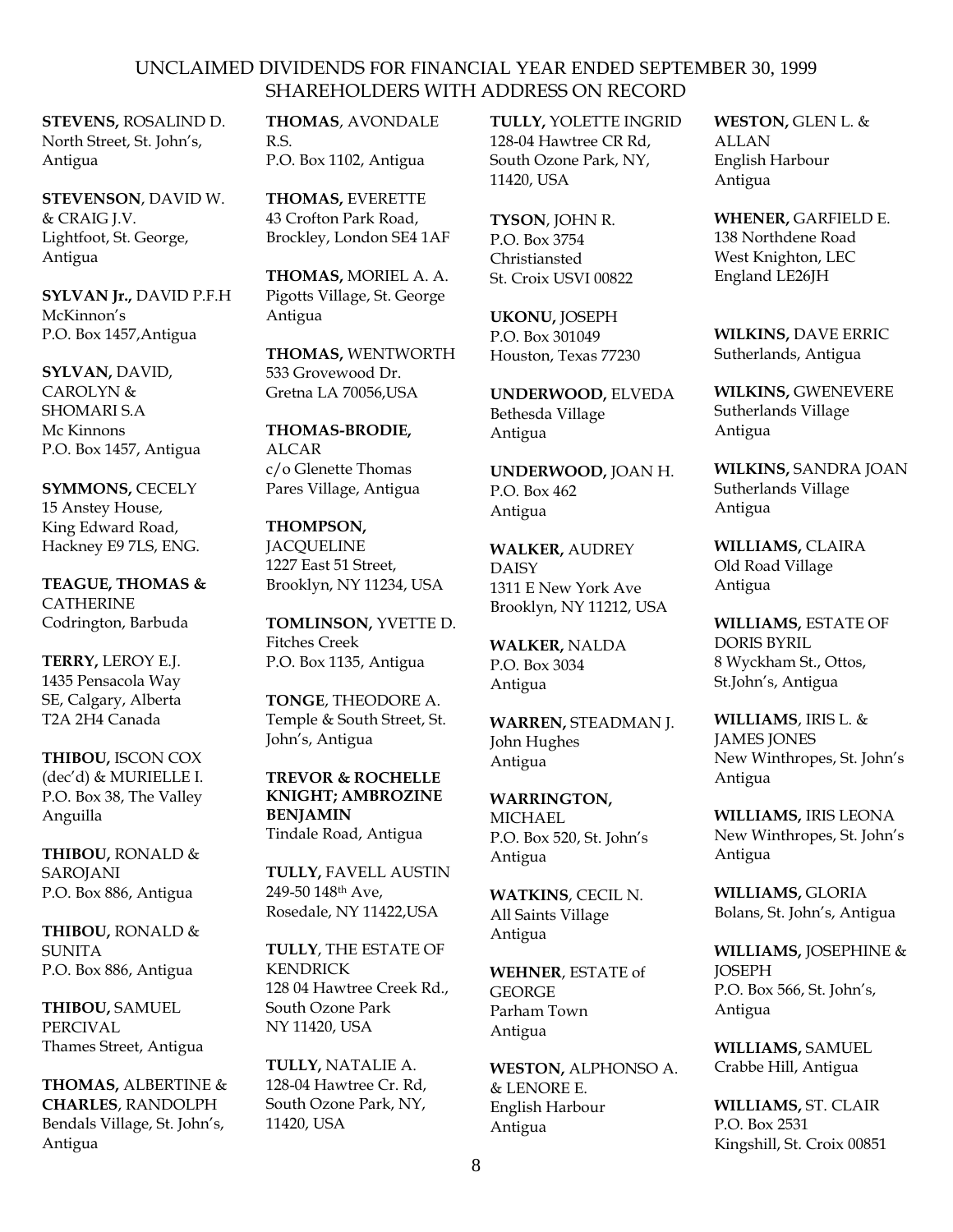UNCLAIMED DIVIDENDS FOR FINANCIAL YEAR ENDED SEPTEMBER 30, 1999
SHAREHOLDERS WITH ADDRESS ON RECORD

**STEVENS,** ROSALIND D.
North Street, St. John's,
Antigua

**STEVENSON**, DAVID W.
& CRAIG J.V.
Lightfoot, St. George,
Antigua

**SYLVAN Jr.,** DAVID P.F.H
McKinnon's
P.O. Box 1457,Antigua

**SYLVAN,** DAVID,
CAROLYN &
SHOMARI S.A
Mc Kinnons
P.O. Box 1457, Antigua

**SYMMONS,** CECELY
15 Anstey House,
King Edward Road,
Hackney E9 7LS, ENG.

**TEAGUE, THOMAS &**
CATHERINE
Codrington, Barbuda

**TERRY,** LEROY E.J.
1435 Pensacola Way
SE, Calgary, Alberta
T2A 2H4 Canada

**THIBOU,** ISCON COX
(dec'd) & MURIELLE I.
P.O. Box 38, The Valley
Anguilla

**THIBOU,** RONALD &
SAROJANI
P.O. Box 886, Antigua

**THIBOU,** RONALD &
SUNITA
P.O. Box 886, Antigua

**THIBOU,** SAMUEL
PERCIVAL
Thames Street, Antigua

**THOMAS,** ALBERTINE &
**CHARLES**, RANDOLPH
Bendals Village, St. John's,
Antigua

**THOMAS**, AVONDALE
R.S.
P.O. Box 1102, Antigua

**THOMAS,** EVERETTE
43 Crofton Park Road,
Brockley, London SE4 1AF

**THOMAS,** MORIEL A. A.
Pigotts Village, St. George
Antigua

**THOMAS,** WENTWORTH
533 Grovewood Dr.
Gretna LA 70056,USA

**THOMAS-BRODIE,**
ALCAR
c/o Glenette Thomas
Pares Village, Antigua

**THOMPSON,**
JACQUELINE
1227 East 51 Street,
Brooklyn, NY 11234, USA

**TOMLINSON,** YVETTE D.
Fitches Creek
P.O. Box 1135, Antigua

**TONGE**, THEODORE A.
Temple & South Street, St.
John's, Antigua

**TREVOR & ROCHELLE KNIGHT; AMBROZINE BENJAMIN**
Tindale Road, Antigua

**TULLY,** FAVELL AUSTIN
249-50 148th Ave,
Rosedale, NY 11422,USA

**TULLY**, THE ESTATE OF
KENDRICK
128 04 Hawtree Creek Rd.,
South Ozone Park
NY 11420, USA

**TULLY,** NATALIE A.
128-04 Hawtree Cr. Rd,
South Ozone Park, NY,
11420, USA

**TULLY,** YOLETTE INGRID
128-04 Hawtree CR Rd,
South Ozone Park, NY,
11420, USA

**TYSON**, JOHN R.
P.O. Box 3754
Christiansted
St. Croix USVI 00822

**UKONU,** JOSEPH
P.O. Box 301049
Houston, Texas 77230

**UNDERWOOD,** ELVEDA
Bethesda Village
Antigua

**UNDERWOOD,** JOAN H.
P.O. Box 462
Antigua

**WALKER,** AUDREY
DAISY
1311 E New York Ave
Brooklyn, NY 11212, USA

**WALKER,** NALDA
P.O. Box 3034
Antigua

**WARREN,** STEADMAN J.
John Hughes
Antigua

**WARRINGTON,**
MICHAEL
P.O. Box 520, St. John's
Antigua

**WATKINS**, CECIL N.
All Saints Village
Antigua

**WEHNER**, ESTATE of
GEORGE
Parham Town
Antigua

**WESTON,** ALPHONSO A.
& LENORE E.
English Harbour
Antigua

**WESTON,** GLEN L. &
ALLAN
English Harbour
Antigua

**WHENER,** GARFIELD E.
138 Northdene Road
West Knighton, LEC
England LE26JH

**WILKINS,** DAVE ERRIC
Sutherlands, Antigua

**WILKINS,** GWENEVERE
Sutherlands Village
Antigua

**WILKINS,** SANDRA JOAN
Sutherlands Village
Antigua

**WILLIAMS,** CLAIRA
Old Road Village
Antigua

**WILLIAMS,** ESTATE OF
DORIS BYRIL
8 Wyckham St., Ottos,
St.John's, Antigua

**WILLIAMS**, IRIS L. &
JAMES JONES
New Winthropes, St. John's
Antigua

**WILLIAMS,** IRIS LEONA
New Winthropes, St. John's
Antigua

**WILLIAMS,** GLORIA
Bolans, St. John's, Antigua

**WILLIAMS,** JOSEPHINE &
JOSEPH
P.O. Box 566, St. John's,
Antigua

**WILLIAMS,** SAMUEL
Crabbe Hill, Antigua

**WILLIAMS,** ST. CLAIR
P.O. Box 2531
Kingshill, St. Croix 00851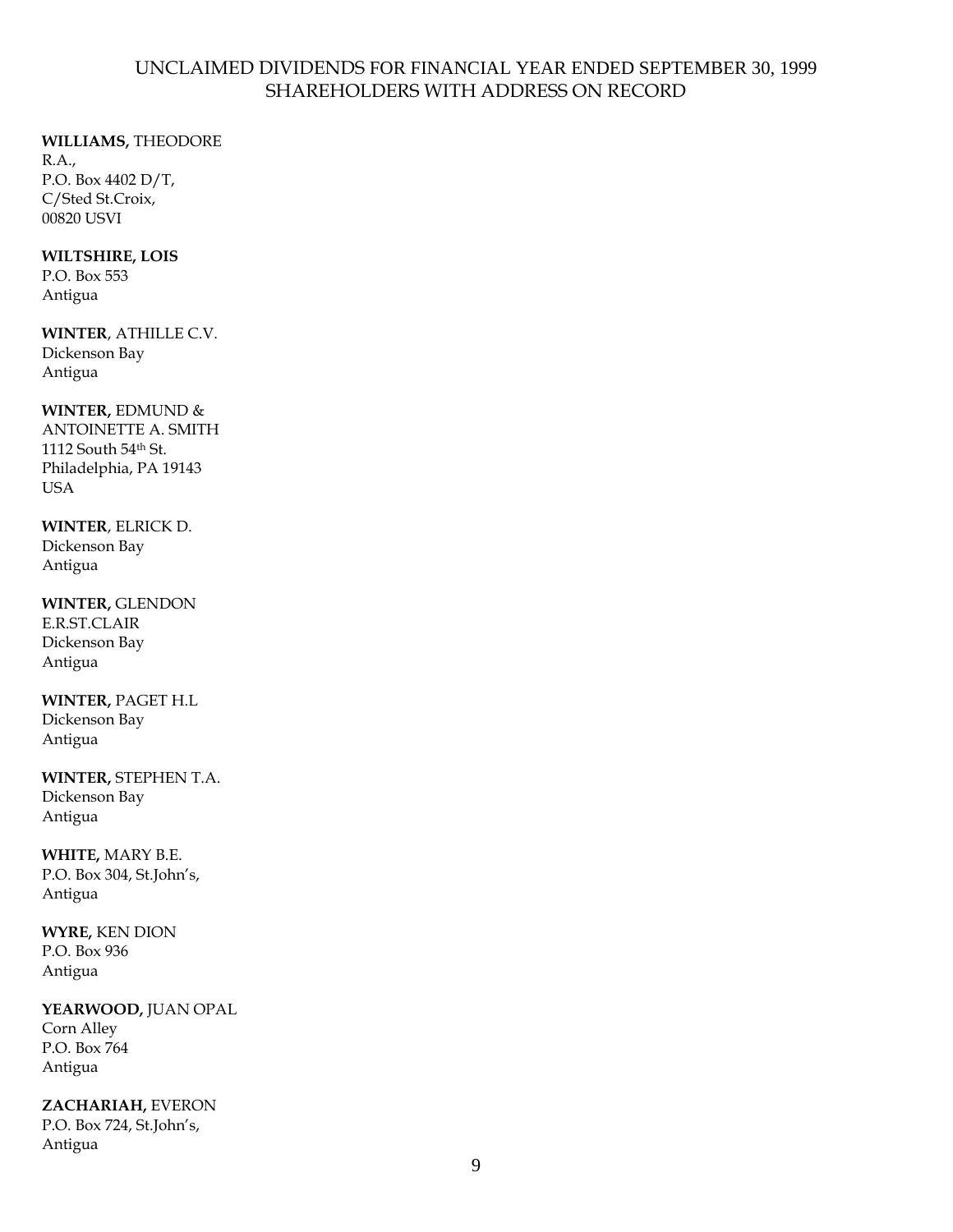UNCLAIMED DIVIDENDS FOR FINANCIAL YEAR ENDED SEPTEMBER 30, 1999
SHAREHOLDERS WITH ADDRESS ON RECORD

**WILLIAMS,** THEODORE
R.A.,
P.O. Box 4402 D/T,
C/Sted St.Croix,
00820 USVI

**WILTSHIRE, LOIS**
P.O. Box 553
Antigua

**WINTER**, ATHILLE C.V.
Dickenson Bay
Antigua

**WINTER,** EDMUND &
ANTOINETTE A. SMITH
1112 South 54th St.
Philadelphia, PA 19143
USA

**WINTER**, ELRICK D.
Dickenson Bay
Antigua

**WINTER,** GLENDON
E.R.ST.CLAIR
Dickenson Bay
Antigua

**WINTER,** PAGET H.L
Dickenson Bay
Antigua

**WINTER,** STEPHEN T.A.
Dickenson Bay
Antigua

**WHITE,** MARY B.E.
P.O. Box 304, St.John's,
Antigua

**WYRE,** KEN DION
P.O. Box 936
Antigua

**YEARWOOD,** JUAN OPAL
Corn Alley
P.O. Box 764
Antigua

**ZACHARIAH,** EVERON
P.O. Box 724, St.John's,
Antigua